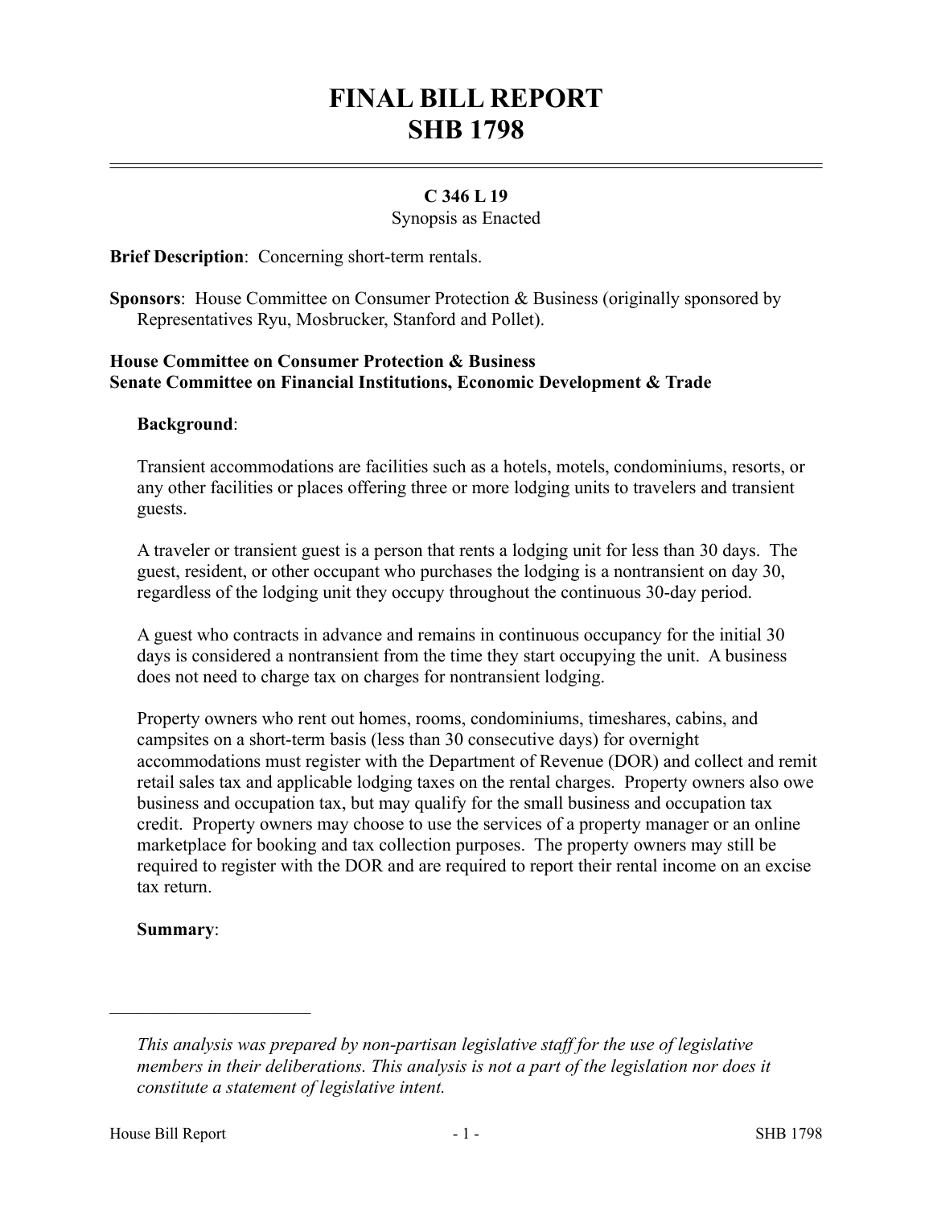# FINAL BILL REPORT
# SHB 1798

**C 346 L 19**

Synopsis as Enacted

**Brief Description**: Concerning short-term rentals.

**Sponsors**: House Committee on Consumer Protection & Business (originally sponsored by Representatives Ryu, Mosbrucker, Stanford and Pollet).

**House Committee on Consumer Protection & Business**
**Senate Committee on Financial Institutions, Economic Development & Trade**

**Background**:

Transient accommodations are facilities such as a hotels, motels, condominiums, resorts, or any other facilities or places offering three or more lodging units to travelers and transient guests.

A traveler or transient guest is a person that rents a lodging unit for less than 30 days. The guest, resident, or other occupant who purchases the lodging is a nontransient on day 30, regardless of the lodging unit they occupy throughout the continuous 30-day period.

A guest who contracts in advance and remains in continuous occupancy for the initial 30 days is considered a nontransient from the time they start occupying the unit. A business does not need to charge tax on charges for nontransient lodging.

Property owners who rent out homes, rooms, condominiums, timeshares, cabins, and campsites on a short-term basis (less than 30 consecutive days) for overnight accommodations must register with the Department of Revenue (DOR) and collect and remit retail sales tax and applicable lodging taxes on the rental charges. Property owners also owe business and occupation tax, but may qualify for the small business and occupation tax credit. Property owners may choose to use the services of a property manager or an online marketplace for booking and tax collection purposes. The property owners may still be required to register with the DOR and are required to report their rental income on an excise tax return.

**Summary**:

---

*This analysis was prepared by non-partisan legislative staff for the use of legislative members in their deliberations. This analysis is not a part of the legislation nor does it constitute a statement of legislative intent.*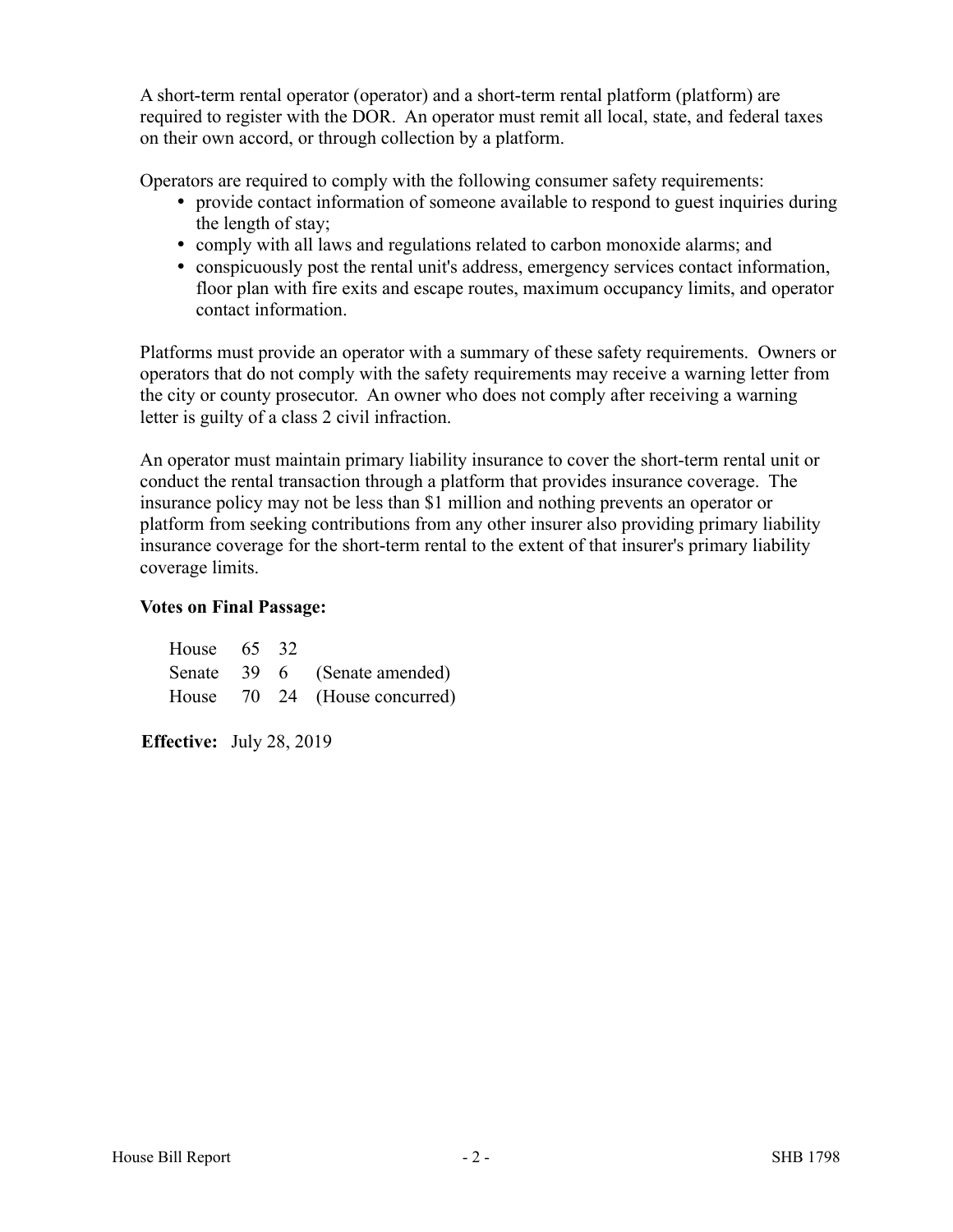A short-term rental operator (operator) and a short-term rental platform (platform) are required to register with the DOR. An operator must remit all local, state, and federal taxes on their own accord, or through collection by a platform.

Operators are required to comply with the following consumer safety requirements:

- provide contact information of someone available to respond to guest inquiries during the length of stay;
- comply with all laws and regulations related to carbon monoxide alarms; and
- conspicuously post the rental unit's address, emergency services contact information, floor plan with fire exits and escape routes, maximum occupancy limits, and operator contact information.

Platforms must provide an operator with a summary of these safety requirements. Owners or operators that do not comply with the safety requirements may receive a warning letter from the city or county prosecutor. An owner who does not comply after receiving a warning letter is guilty of a class 2 civil infraction.

An operator must maintain primary liability insurance to cover the short-term rental unit or conduct the rental transaction through a platform that provides insurance coverage. The insurance policy may not be less than $1 million and nothing prevents an operator or platform from seeking contributions from any other insurer also providing primary liability insurance coverage for the short-term rental to the extent of that insurer's primary liability coverage limits.

**Votes on Final Passage:**

| | | | |
|---|---|---|---|
| House | 65 | 32 | |
| Senate | 39 | 6 | (Senate amended) |
| House | 70 | 24 | (House concurred) |

**Effective:** July 28, 2019